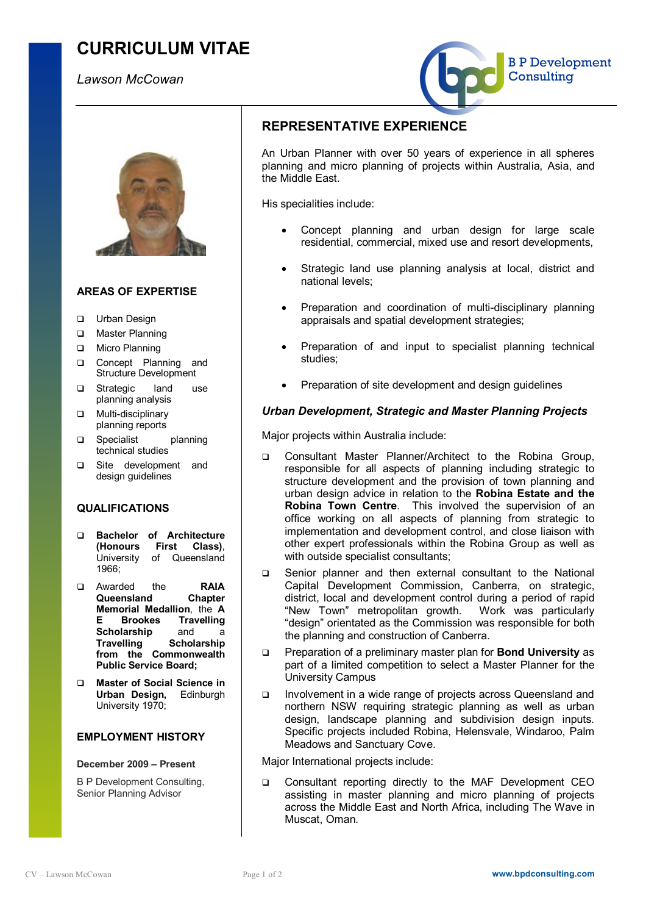# CURRICULUM VITAE

*Lawson McCowan*

B P Development Consulting

## AREAS OF EXPERTISE

- Urban Design
- Master Planning
- Micro Planning
- Concept Planning and Structure Development
- Strategic land use planning analysis
- Multi-disciplinary planning reports
- Specialist planning technical studies
- Site development and design guidelines

## QUALIFICATIONS

- **Bachelor of Architecture (Honours First Class)**, University of Queensland 1966;
- Awarded the **RAIA Queensland Chapter Memorial Medallion**, the **A E Brookes Travelling Scholarship** and a **Travelling Scholarship from the Commonwealth Public Service Board;**
- **Master of Social Science in Urban Design,** Edinburgh University 1970;

## EMPLOYMENT HISTORY

**December 2009 – Present**

B P Development Consulting, Senior Planning Advisor

## REPRESENTATIVE EXPERIENCE

An Urban Planner with over 50 years of experience in all spheres planning and micro planning of projects within Australia, Asia, and the Middle East.

His specialities include:

- Concept planning and urban design for large scale residential, commercial, mixed use and resort developments,
- Strategic land use planning analysis at local, district and national levels;
- Preparation and coordination of multi-disciplinary planning appraisals and spatial development strategies;
- Preparation of and input to specialist planning technical studies;
- Preparation of site development and design guidelines

### *Urban Development, Strategic and Master Planning Projects*

Major projects within Australia include:

- Consultant Master Planner/Architect to the Robina Group, responsible for all aspects of planning including strategic to structure development and the provision of town planning and urban design advice in relation to the **Robina Estate and the Robina Town Centre**. This involved the supervision of an office working on all aspects of planning from strategic to implementation and development control, and close liaison with other expert professionals within the Robina Group as well as with outside specialist consultants;
- Senior planner and then external consultant to the National Capital Development Commission, Canberra, on strategic, district, local and development control during a period of rapid "New Town" metropolitan growth. Work was particularly "design" orientated as the Commission was responsible for both the planning and construction of Canberra.
- Preparation of a preliminary master plan for **Bond University** as part of a limited competition to select a Master Planner for the University Campus
- Involvement in a wide range of projects across Queensland and northern NSW requiring strategic planning as well as urban design, landscape planning and subdivision design inputs. Specific projects included Robina, Helensvale, Windaroo, Palm Meadows and Sanctuary Cove.

Major International projects include:

- Consultant reporting directly to the MAF Development CEO assisting in master planning and micro planning of projects across the Middle East and North Africa, including The Wave in Muscat, Oman.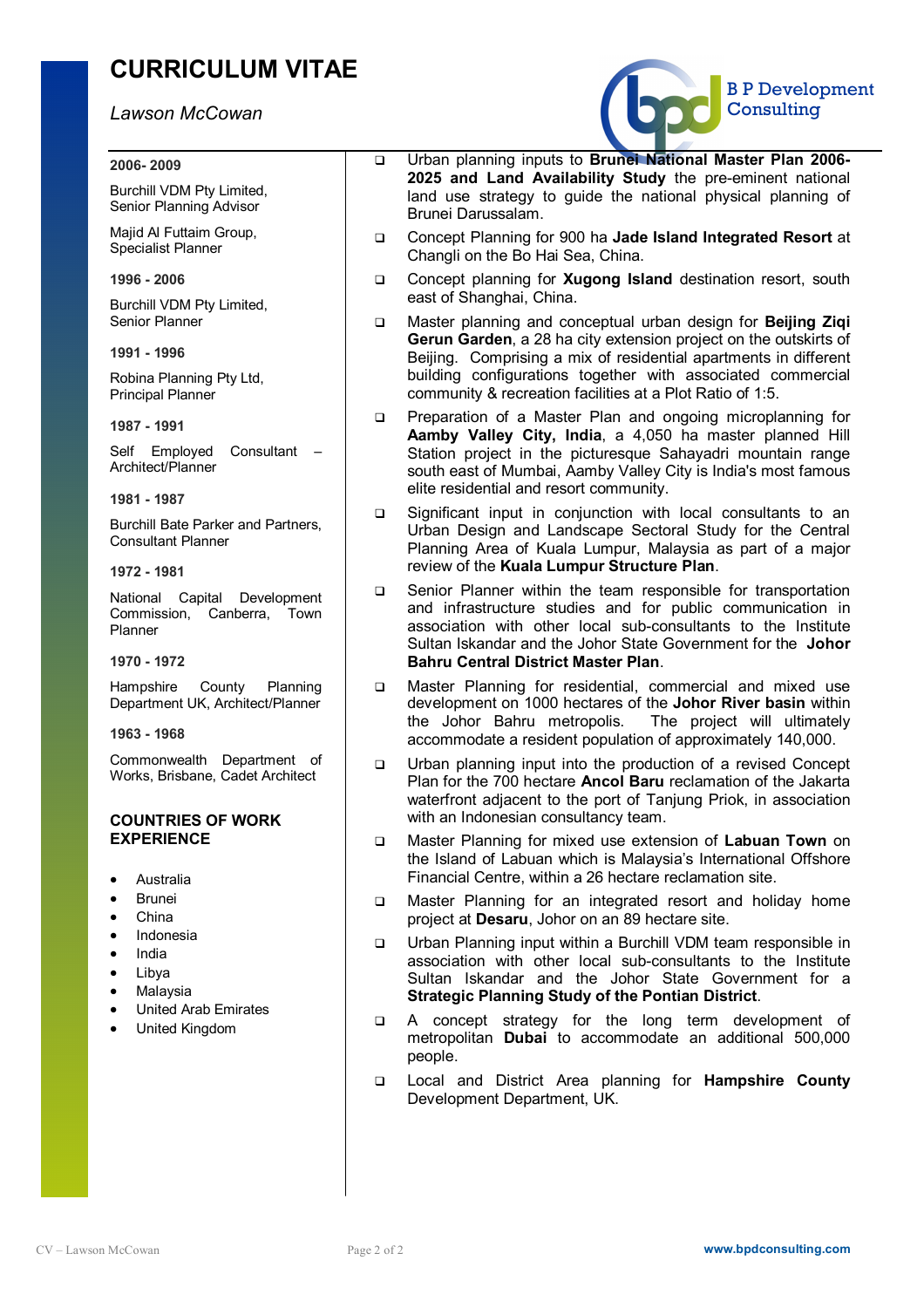# CURRICULUM VITAE

*Lawson McCowan*

B P Development Consulting

**2006- 2009**

Burchill VDM Pty Limited, Senior Planning Advisor

Majid Al Futtaim Group, Specialist Planner

**1996 - 2006**

Burchill VDM Pty Limited, Senior Planner

**1991 - 1996**

Robina Planning Pty Ltd, Principal Planner

**1987 - 1991**

Self Employed Consultant – Architect/Planner

**1981 - 1987**

Burchill Bate Parker and Partners, Consultant Planner

**1972 - 1981**

National Capital Development Commission, Canberra, Town Planner

**1970 - 1972**

Hampshire County Planning Department UK, Architect/Planner

**1963 - 1968**

Commonwealth Department of Works, Brisbane, Cadet Architect

## COUNTRIES OF WORK EXPERIENCE

- Australia
- Brunei
- China
- Indonesia
- India
- Libya
- Malaysia
- United Arab Emirates
- United Kingdom

- Urban planning inputs to **Brunei National Master Plan 2006-2025 and Land Availability Study** the pre-eminent national land use strategy to guide the national physical planning of Brunei Darussalam.
- Concept Planning for 900 ha **Jade Island Integrated Resort** at Changli on the Bo Hai Sea, China.
- Concept planning for **Xugong Island** destination resort, south east of Shanghai, China.
- Master planning and conceptual urban design for **Beijing Ziqi Gerun Garden**, a 28 ha city extension project on the outskirts of Beijing. Comprising a mix of residential apartments in different building configurations together with associated commercial community & recreation facilities at a Plot Ratio of 1:5.
- Preparation of a Master Plan and ongoing microplanning for **Aamby Valley City, India**, a 4,050 ha master planned Hill Station project in the picturesque Sahayadri mountain range south east of Mumbai, Aamby Valley City is India's most famous elite residential and resort community.
- Significant input in conjunction with local consultants to an Urban Design and Landscape Sectoral Study for the Central Planning Area of Kuala Lumpur, Malaysia as part of a major review of the **Kuala Lumpur Structure Plan**.
- Senior Planner within the team responsible for transportation and infrastructure studies and for public communication in association with other local sub-consultants to the Institute Sultan Iskandar and the Johor State Government for the **Johor Bahru Central District Master Plan**.
- Master Planning for residential, commercial and mixed use development on 1000 hectares of the **Johor River basin** within the Johor Bahru metropolis. The project will ultimately accommodate a resident population of approximately 140,000.
- Urban planning input into the production of a revised Concept Plan for the 700 hectare **Ancol Baru** reclamation of the Jakarta waterfront adjacent to the port of Tanjung Priok, in association with an Indonesian consultancy team.
- Master Planning for mixed use extension of **Labuan Town** on the Island of Labuan which is Malaysia's International Offshore Financial Centre, within a 26 hectare reclamation site.
- Master Planning for an integrated resort and holiday home project at **Desaru**, Johor on an 89 hectare site.
- Urban Planning input within a Burchill VDM team responsible in association with other local sub-consultants to the Institute Sultan Iskandar and the Johor State Government for a **Strategic Planning Study of the Pontian District**.
- A concept strategy for the long term development of metropolitan **Dubai** to accommodate an additional 500,000 people.
- Local and District Area planning for **Hampshire County** Development Department, UK.